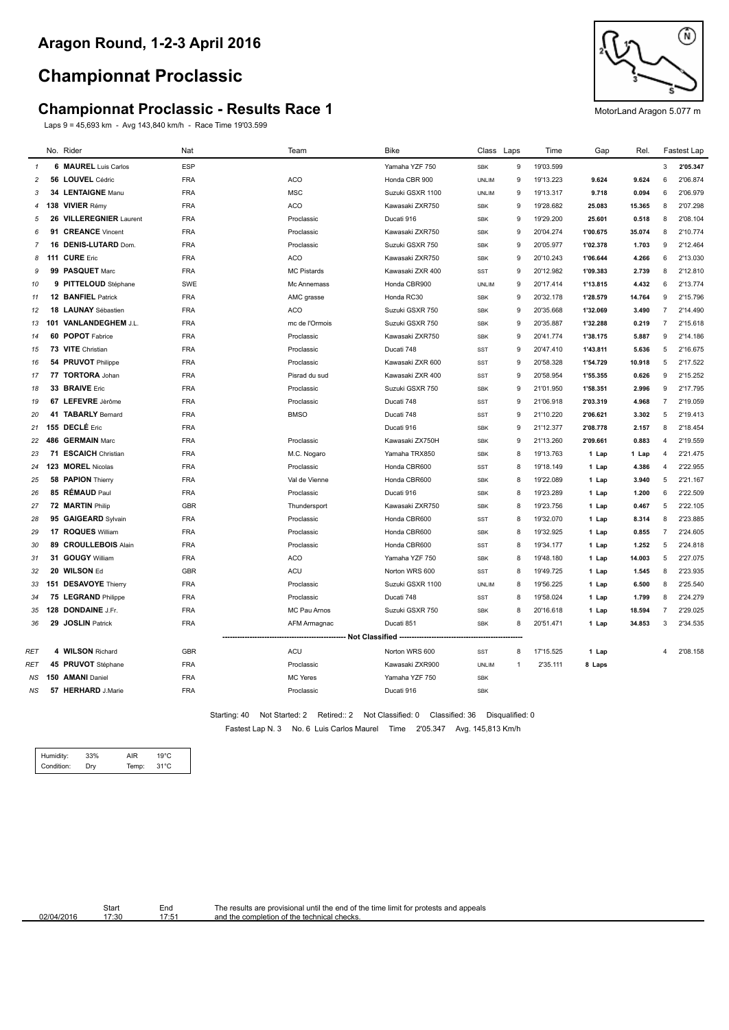## Aragon Round, 1-2-3 April 2016

# Championnat Proclassic

## Championnat Proclassic - Results Race 1

Laps 9 = 45,693 km - Avg 143,840 km/h - Race Time 19'03.599

MotorLand Aragon 5.077 m

| | No. | Rider | Nat | Team | Bike | Class | Laps | Time | Gap | Rel. | Fastest Lap | |
|---|---|---|---|---|---|---|---|---|---|---|---|---|
| 1 | 6 | **MAUREL** Luis Carlos | ESP | | Yamaha YZF 750 | SBK | 9 | 19'03.599 | | | 3 | **2'05.347** |
| 2 | 56 | **LOUVEL** Cédric | FRA | ACO | Honda CBR 900 | UNLIM | 9 | 19'13.223 | **9.624** | **9.624** | 6 | 2'06.874 |
| 3 | 34 | **LENTAIGNE** Manu | FRA | MSC | Suzuki GSXR 1100 | UNLIM | 9 | 19'13.317 | **9.718** | **0.094** | 6 | 2'06.979 |
| 4 | 138 | **VIVIER** Rémy | FRA | ACO | Kawasaki ZXR750 | SBK | 9 | 19'28.682 | **25.083** | **15.365** | 8 | 2'07.298 |
| 5 | 26 | **VILLEREGNIER** Laurent | FRA | Proclassic | Ducati 916 | SBK | 9 | 19'29.200 | **25.601** | **0.518** | 8 | 2'08.104 |
| 6 | 91 | **CREANCE** Vincent | FRA | Proclassic | Kawasaki ZXR750 | SBK | 9 | 20'04.274 | **1'00.675** | **35.074** | 8 | 2'10.774 |
| 7 | 16 | **DENIS-LUTARD** Dom. | FRA | Proclassic | Suzuki GSXR 750 | SBK | 9 | 20'05.977 | **1'02.378** | **1.703** | 9 | 2'12.464 |
| 8 | 111 | **CURE** Eric | FRA | ACO | Kawasaki ZXR750 | SBK | 9 | 20'10.243 | **1'06.644** | **4.266** | 6 | 2'13.030 |
| 9 | 99 | **PASQUET** Marc | FRA | MC Pistards | Kawasaki ZXR 400 | SST | 9 | 20'12.982 | **1'09.383** | **2.739** | 8 | 2'12.810 |
| 10 | 9 | **PITTELOUD** Stéphane | SWE | Mc Annemass | Honda CBR900 | UNLIM | 9 | 20'17.414 | **1'13.815** | **4.432** | 6 | 2'13.774 |
| 11 | 12 | **BANFIEL** Patrick | FRA | AMC grasse | Honda RC30 | SBK | 9 | 20'32.178 | **1'28.579** | **14.764** | 9 | 2'15.796 |
| 12 | 18 | **LAUNAY** Sébastien | FRA | ACO | Suzuki GSXR 750 | SBK | 9 | 20'35.668 | **1'32.069** | **3.490** | 7 | 2'14.490 |
| 13 | 101 | **VANLANDEGHEM** J.L. | FRA | mc de l'Ormois | Suzuki GSXR 750 | SBK | 9 | 20'35.887 | **1'32.288** | **0.219** | 7 | 2'15.618 |
| 14 | 60 | **POPOT** Fabrice | FRA | Proclassic | Kawasaki ZXR750 | SBK | 9 | 20'41.774 | **1'38.175** | **5.887** | 9 | 2'14.186 |
| 15 | 73 | **VITE** Christian | FRA | Proclassic | Ducati 748 | SST | 9 | 20'47.410 | **1'43.811** | **5.636** | 5 | 2'16.675 |
| 16 | 54 | **PRUVOT** Philippe | FRA | Proclassic | Kawasaki ZXR 600 | SST | 9 | 20'58.328 | **1'54.729** | **10.918** | 5 | 2'17.522 |
| 17 | 77 | **TORTORA** Johan | FRA | Pisrad du sud | Kawasaki ZXR 400 | SST | 9 | 20'58.954 | **1'55.355** | **0.626** | 9 | 2'15.252 |
| 18 | 33 | **BRAIVE** Eric | FRA | Proclassic | Suzuki GSXR 750 | SBK | 9 | 21'01.950 | **1'58.351** | **2.996** | 9 | 2'17.795 |
| 19 | 67 | **LEFEVRE** Jérôme | FRA | Proclassic | Ducati 748 | SST | 9 | 21'06.918 | **2'03.319** | **4.968** | 7 | 2'19.059 |
| 20 | 41 | **TABARLY** Bernard | FRA | BMSO | Ducati 748 | SST | 9 | 21'10.220 | **2'06.621** | **3.302** | 5 | 2'19.413 |
| 21 | 155 | **DECLÉ** Eric | FRA | | Ducati 916 | SBK | 9 | 21'12.377 | **2'08.778** | **2.157** | 8 | 2'18.454 |
| 22 | 486 | **GERMAIN** Marc | FRA | Proclassic | Kawasaki ZX750H | SBK | 9 | 21'13.260 | **2'09.661** | **0.883** | 4 | 2'19.559 |
| 23 | 71 | **ESCAICH** Christian | FRA | M.C. Nogaro | Yamaha TRX850 | SBK | 8 | 19'13.763 | **1 Lap** | **1 Lap** | 4 | 2'21.475 |
| 24 | 123 | **MOREL** Nicolas | FRA | Proclassic | Honda CBR600 | SST | 8 | 19'18.149 | **1 Lap** | **4.386** | 4 | 2'22.955 |
| 25 | 58 | **PAPION** Thierry | FRA | Val de Vienne | Honda CBR600 | SBK | 8 | 19'22.089 | **1 Lap** | **3.940** | 5 | 2'21.167 |
| 26 | 85 | **RÉMAUD** Paul | FRA | Proclassic | Ducati 916 | SBK | 8 | 19'23.289 | **1 Lap** | **1.200** | 6 | 2'22.509 |
| 27 | 72 | **MARTIN** Philip | GBR | Thundersport | Kawasaki ZXR750 | SBK | 8 | 19'23.756 | **1 Lap** | **0.467** | 5 | 2'22.105 |
| 28 | 95 | **GAIGEARD** Sylvain | FRA | Proclassic | Honda CBR600 | SST | 8 | 19'32.070 | **1 Lap** | **8.314** | 8 | 2'23.885 |
| 29 | 17 | **ROQUES** William | FRA | Proclassic | Honda CBR600 | SBK | 8 | 19'32.925 | **1 Lap** | **0.855** | 7 | 2'24.605 |
| 30 | 89 | **CROULLEBOIS** Alain | FRA | Proclassic | Honda CBR600 | SST | 8 | 19'34.177 | **1 Lap** | **1.252** | 5 | 2'24.818 |
| 31 | 31 | **GOUGY** William | FRA | ACO | Yamaha YZF 750 | SBK | 8 | 19'48.180 | **1 Lap** | **14.003** | 5 | 2'27.075 |
| 32 | 20 | **WILSON** Ed | GBR | ACU | Norton WRS 600 | SST | 8 | 19'49.725 | **1 Lap** | **1.545** | 8 | 2'23.935 |
| 33 | 151 | **DESAVOYE** Thierry | FRA | Proclassic | Suzuki GSXR 1100 | UNLIM | 8 | 19'56.225 | **1 Lap** | **6.500** | 8 | 2'25.540 |
| 34 | 75 | **LEGRAND** Philippe | FRA | Proclassic | Ducati 748 | SST | 8 | 19'58.024 | **1 Lap** | **1.799** | 8 | 2'24.279 |
| 35 | 128 | **DONDAINE** J.Fr. | FRA | MC Pau Arnos | Suzuki GSXR 750 | SBK | 8 | 20'16.618 | **1 Lap** | **18.594** | 7 | 2'29.025 |
| 36 | 29 | **JOSLIN** Patrick | FRA | AFM Armagnac | Ducati 851 | SBK | 8 | 20'51.471 | **1 Lap** | **34.853** | 3 | 2'34.535 |
| | | | | **Not Classified** | | | | | | | | |
| RET | 4 | **WILSON** Richard | GBR | ACU | Norton WRS 600 | SST | 8 | 17'15.525 | **1 Lap** | | 4 | 2'08.158 |
| RET | 45 | **PRUVOT** Stéphane | FRA | Proclassic | Kawasaki ZXR900 | UNLIM | 1 | 2'35.111 | **8 Laps** | | | |
| NS | 150 | **AMANI** Daniel | FRA | MC Yeres | Yamaha YZF 750 | SBK | | | | | | |
| NS | 57 | **HERHARD** J.Marie | FRA | Proclassic | Ducati 916 | SBK | | | | | | |

Starting: 40 Not Started: 2 Retired:: 2 Not Classified: 0 Classified: 36 Disqualified: 0

Fastest Lap N. 3 No. 6 Luis Carlos Maurel Time 2'05.347 Avg. 145,813 Km/h

| Humidity: | 33% | AIR | 19°C |
|---|---|---|---|
| Condition: | Dry | Temp: | 31°C |

| | Start | End | |
|---|---|---|---|
| 02/04/2016 | 17:30 | 17:51 | The results are provisional until the end of the time limit for protests and appeals and the completion of the technical checks. |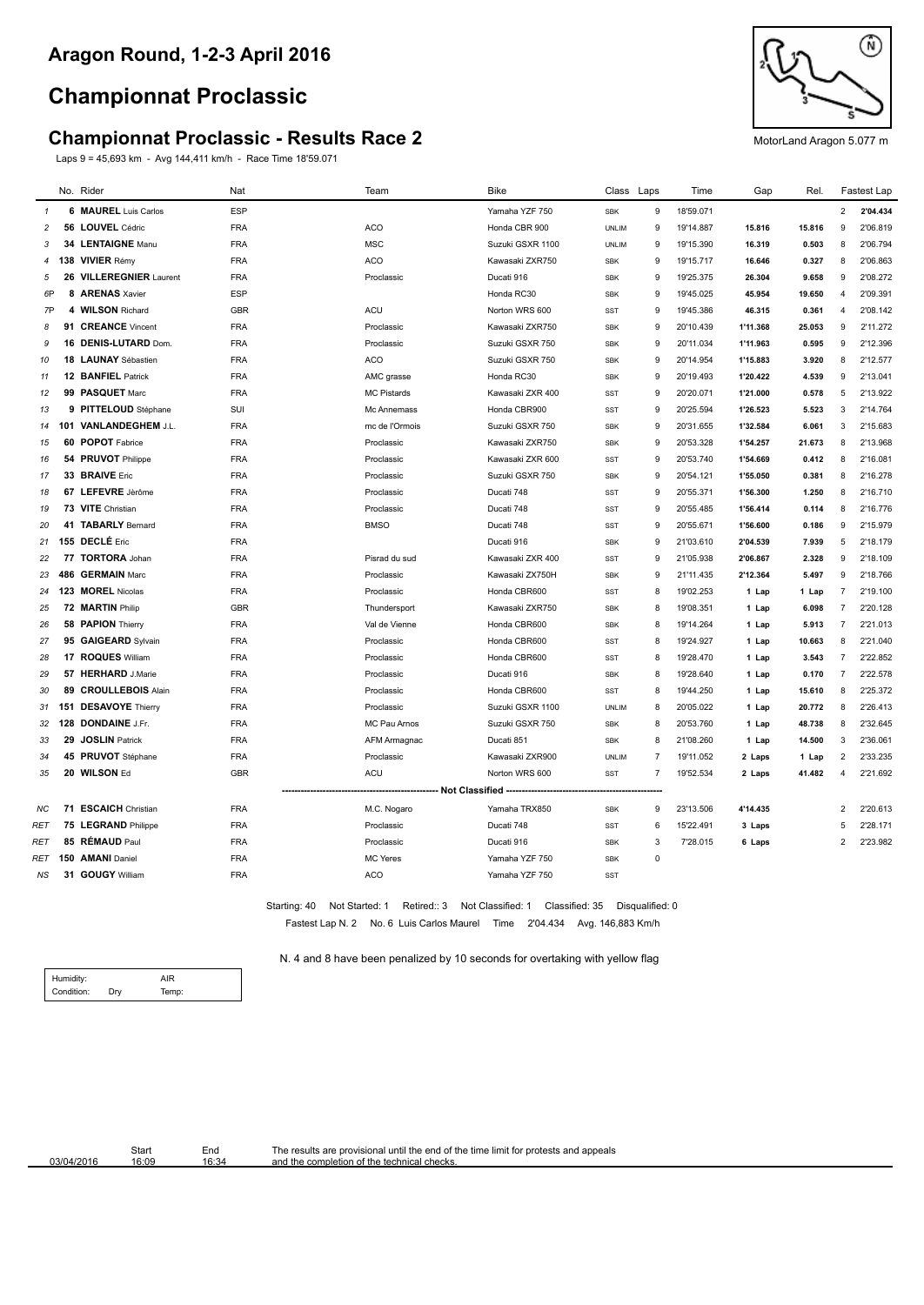## Aragon Round, 1-2-3 April 2016

# Championnat Proclassic

### Championnat Proclassic - Results Race 2

Laps 9 = 45,693 km - Avg 144,411 km/h - Race Time 18'59.071

MotorLand Aragon 5.077 m

| | No. | Rider | Nat | Team | Bike | Class | Laps | Time | Gap | Rel. | Fastest Lap | |
|---|---|---|---|---|---|---|---|---|---|---|---|---|
| 1 | 6 | **MAUREL** Luis Carlos | ESP | | Yamaha YZF 750 | SBK | 9 | 18'59.071 | | | 2 | **2'04.434** |
| 2 | 56 | **LOUVEL** Cédric | FRA | ACO | Honda CBR 900 | UNLIM | 9 | 19'14.887 | **15.816** | **15.816** | 9 | 2'06.819 |
| 3 | 34 | **LENTAIGNE** Manu | FRA | MSC | Suzuki GSXR 1100 | UNLIM | 9 | 19'15.390 | **16.319** | **0.503** | 9 | 2'06.794 |
| 4 | 138 | **VIVIER** Rémy | FRA | ACO | Kawasaki ZXR750 | SBK | 9 | 19'15.717 | **16.646** | **0.327** | 8 | 2'06.863 |
| 5 | 26 | **VILLEREGNIER** Laurent | FRA | Proclassic | Ducati 916 | SBK | 9 | 19'25.375 | **26.304** | **9.658** | 9 | 2'08.272 |
| 6P | 8 | **ARENAS** Xavier | ESP | | Honda RC30 | SBK | 9 | 19'45.025 | **45.954** | **19.650** | 4 | 2'09.391 |
| 7P | 4 | **WILSON** Richard | GBR | ACU | Norton WRS 600 | SST | 9 | 19'45.386 | **46.315** | **0.361** | 4 | 2'08.142 |
| 8 | 91 | **CREANCE** Vincent | FRA | Proclassic | Kawasaki ZXR750 | SBK | 9 | 20'10.439 | **1'11.368** | **25.053** | 9 | 2'11.272 |
| 9 | 16 | **DENIS-LUTARD** Dom. | FRA | Proclassic | Suzuki GSXR 750 | SBK | 9 | 20'11.034 | **1'11.963** | **0.595** | 9 | 2'12.396 |
| 10 | 18 | **LAUNAY** Sébastien | FRA | ACO | Suzuki GSXR 750 | SBK | 9 | 20'14.954 | **1'15.883** | **3.920** | 8 | 2'12.577 |
| 11 | 12 | **BANFIEL** Patrick | FRA | AMC grasse | Honda RC30 | SBK | 9 | 20'19.493 | **1'20.422** | **4.539** | 9 | 2'13.041 |
| 12 | 99 | **PASQUET** Marc | FRA | MC Pistards | Kawasaki ZXR 400 | SST | 9 | 20'20.071 | **1'21.000** | **0.578** | 5 | 2'13.922 |
| 13 | 9 | **PITTELOUD** Stéphane | SUI | Mc Annemass | Honda CBR900 | SST | 9 | 20'25.594 | **1'26.523** | **5.523** | 3 | 2'14.764 |
| 14 | 101 | **VANLANDEGHEM** J.L. | FRA | mc de l'Ormois | Suzuki GSXR 750 | SBK | 9 | 20'31.655 | **1'32.584** | **6.061** | 3 | 2'15.683 |
| 15 | 60 | **POPOT** Fabrice | FRA | Proclassic | Kawasaki ZXR750 | SBK | 9 | 20'53.328 | **1'54.257** | **21.673** | 8 | 2'13.968 |
| 16 | 54 | **PRUVOT** Philippe | FRA | Proclassic | Kawasaki ZXR 600 | SST | 9 | 20'53.740 | **1'54.669** | **0.412** | 8 | 2'16.081 |
| 17 | 33 | **BRAIVE** Eric | FRA | Proclassic | Suzuki GSXR 750 | SBK | 9 | 20'54.121 | **1'55.050** | **0.381** | 8 | 2'16.278 |
| 18 | 67 | **LEFEVRE** Jérôme | FRA | Proclassic | Ducati 748 | SST | 9 | 20'55.371 | **1'56.300** | **1.250** | 8 | 2'16.710 |
| 19 | 73 | **VITE** Christian | FRA | Proclassic | Ducati 748 | SST | 9 | 20'55.485 | **1'56.414** | **0.114** | 8 | 2'16.776 |
| 20 | 41 | **TABARLY** Bernard | FRA | BMSO | Ducati 748 | SST | 9 | 20'55.671 | **1'56.600** | **0.186** | 9 | 2'15.979 |
| 21 | 155 | **DECLÉ** Eric | FRA | | Ducati 916 | SBK | 9 | 21'03.610 | **2'04.539** | **7.939** | 5 | 2'18.179 |
| 22 | 77 | **TORTORA** Johan | FRA | Pisrad du sud | Kawasaki ZXR 400 | SST | 9 | 21'05.938 | **2'06.867** | **2.328** | 9 | 2'18.109 |
| 23 | 486 | **GERMAIN** Marc | FRA | Proclassic | Kawasaki ZX750H | SBK | 9 | 21'11.435 | **2'12.364** | **5.497** | 9 | 2'18.766 |
| 24 | 123 | **MOREL** Nicolas | FRA | Proclassic | Honda CBR600 | SST | 8 | 19'02.253 | **1 Lap** | **1 Lap** | 7 | 2'19.100 |
| 25 | 72 | **MARTIN** Philip | GBR | Thundersport | Kawasaki ZXR750 | SBK | 8 | 19'08.351 | **1 Lap** | **6.098** | 7 | 2'20.128 |
| 26 | 58 | **PAPION** Thierry | FRA | Val de Vienne | Honda CBR600 | SBK | 8 | 19'14.264 | **1 Lap** | **5.913** | 7 | 2'21.013 |
| 27 | 95 | **GAIGEARD** Sylvain | FRA | Proclassic | Honda CBR600 | SST | 8 | 19'24.927 | **1 Lap** | **10.663** | 8 | 2'21.040 |
| 28 | 17 | **ROQUES** William | FRA | Proclassic | Honda CBR600 | SST | 8 | 19'28.470 | **1 Lap** | **3.543** | 7 | 2'22.852 |
| 29 | 57 | **HERHARD** J.Marie | FRA | Proclassic | Ducati 916 | SBK | 8 | 19'28.640 | **1 Lap** | **0.170** | 7 | 2'22.578 |
| 30 | 89 | **CROULLEBOIS** Alain | FRA | Proclassic | Honda CBR600 | SST | 8 | 19'44.250 | **1 Lap** | **15.610** | 8 | 2'25.372 |
| 31 | 151 | **DESAVOYE** Thierry | FRA | Proclassic | Suzuki GSXR 1100 | UNLIM | 8 | 20'05.022 | **1 Lap** | **20.772** | 8 | 2'26.413 |
| 32 | 128 | **DONDAINE** J.Fr. | FRA | MC Pau Arnos | Suzuki GSXR 750 | SBK | 8 | 20'53.760 | **1 Lap** | **48.738** | 8 | 2'32.645 |
| 33 | 29 | **JOSLIN** Patrick | FRA | AFM Armagnac | Ducati 851 | SBK | 8 | 21'08.260 | **1 Lap** | **14.500** | 3 | 2'36.061 |
| 34 | 45 | **PRUVOT** Stéphane | FRA | Proclassic | Kawasaki ZXR900 | UNLIM | 7 | 19'11.052 | **2 Laps** | **1 Lap** | 2 | 2'33.235 |
| 35 | 20 | **WILSON** Ed | GBR | ACU | Norton WRS 600 | SST | 7 | 19'52.534 | **2 Laps** | **41.482** | 4 | 2'21.692 |
| | | | | | **Not Classified** | | | | | | | |
| NC | 71 | **ESCAICH** Christian | FRA | M.C. Nogaro | Yamaha TRX850 | SBK | 9 | 23'13.506 | **4'14.435** | | 2 | 2'20.613 |
| RET | 75 | **LEGRAND** Philippe | FRA | Proclassic | Ducati 748 | SST | 6 | 15'22.491 | **3 Laps** | | 5 | 2'28.171 |
| RET | 85 | **RÉMAUD** Paul | FRA | Proclassic | Ducati 916 | SBK | 3 | 7'28.015 | **6 Laps** | | 2 | 2'23.982 |
| RET | 150 | **AMANI** Daniel | FRA | MC Yeres | Yamaha YZF 750 | SBK | 0 | | | | | |
| NS | 31 | **GOUGY** William | FRA | ACO | Yamaha YZF 750 | SST | | | | | | |

Starting: 40 Not Started: 1 Retired:: 3 Not Classified: 1 Classified: 35 Disqualified: 0

Fastest Lap N. 2 No. 6 Luis Carlos Maurel Time 2'04.434 Avg. 146,883 Km/h

N. 4 and 8 have been penalized by 10 seconds for overtaking with yellow flag

| Humidity: | | AIR |
|---|---|---|
| Condition: | Dry | Temp: |

| | Start | End | |
|---|---|---|---|
| 03/04/2016 | 16:09 | 16:34 | The results are provisional until the end of the time limit for protests and appeals and the completion of the technical checks. |